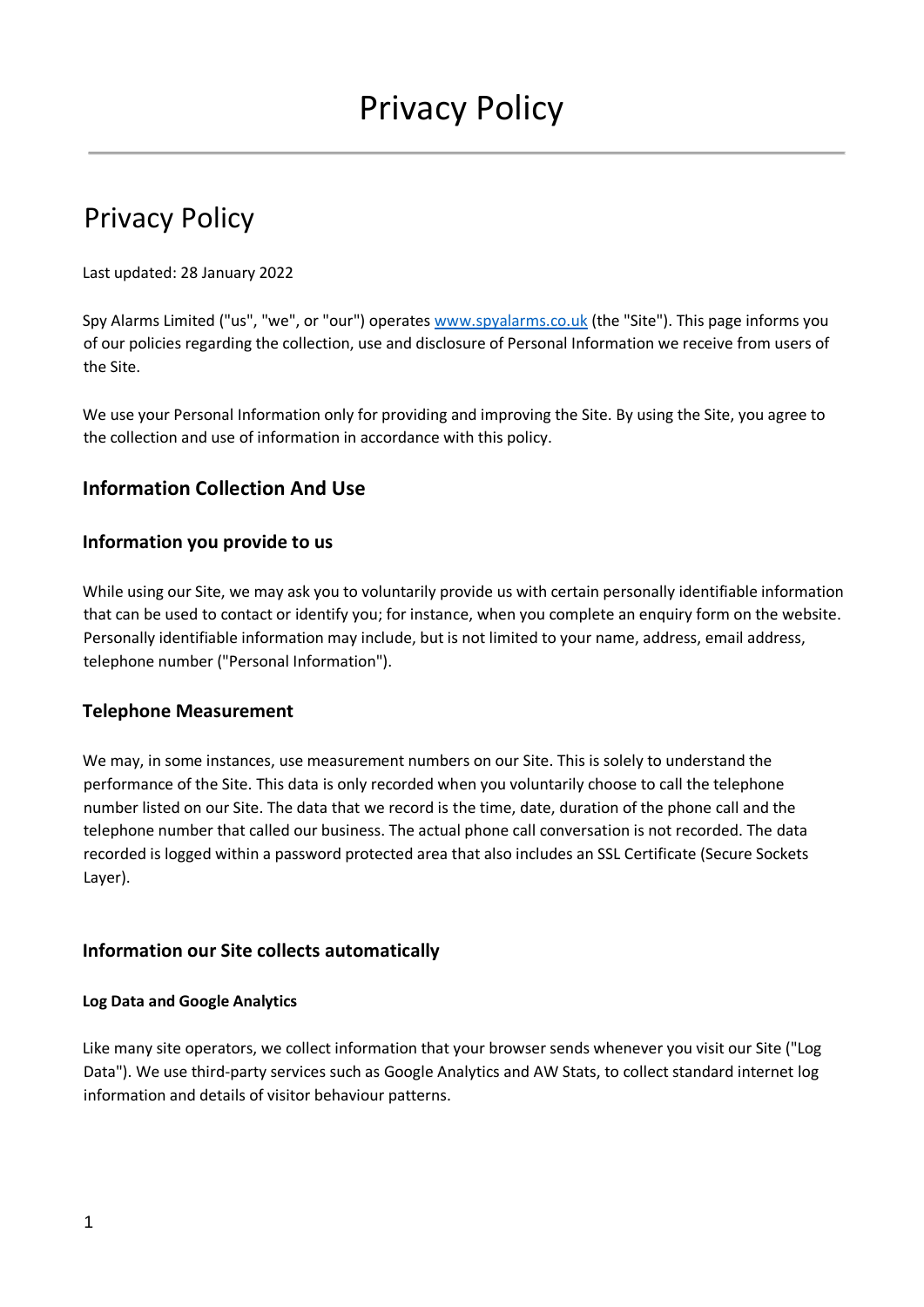# Privacy Policy

## Privacy Policy

Last updated: 28 January 2022

Spy Alarms Limited ("us", "we", or "our") operates [www.spyalarms.co.uk](http://www.spyalarms.co.uk) (the "Site"). This page informs you of our policies regarding the collection, use and disclosure of Personal Information we receive from users of the Site.

We use your Personal Information only for providing and improving the Site. By using the Site, you agree to the collection and use of information in accordance with this policy.

### Information Collection And Use

### Information you provide to us

While using our Site, we may ask you to voluntarily provide us with certain personally identifiable information that can be used to contact or identify you; for instance, when you complete an enquiry form on the website. Personally identifiable information may include, but is not limited to your name, address, email address, telephone number ("Personal Information").

### Telephone Measurement

We may, in some instances, use measurement numbers on our Site. This is solely to understand the performance of the Site. This data is only recorded when you voluntarily choose to call the telephone number listed on our Site. The data that we record is the time, date, duration of the phone call and the telephone number that called our business. The actual phone call conversation is not recorded. The data recorded is logged within a password protected area that also includes an SSL Certificate (Secure Sockets Layer).

### Information our Site collects automatically

#### Log Data and Google Analytics

Like many site operators, we collect information that your browser sends whenever you visit our Site ("Log Data"). We use third-party services such as Google Analytics and AW Stats, to collect standard internet log information and details of visitor behaviour patterns.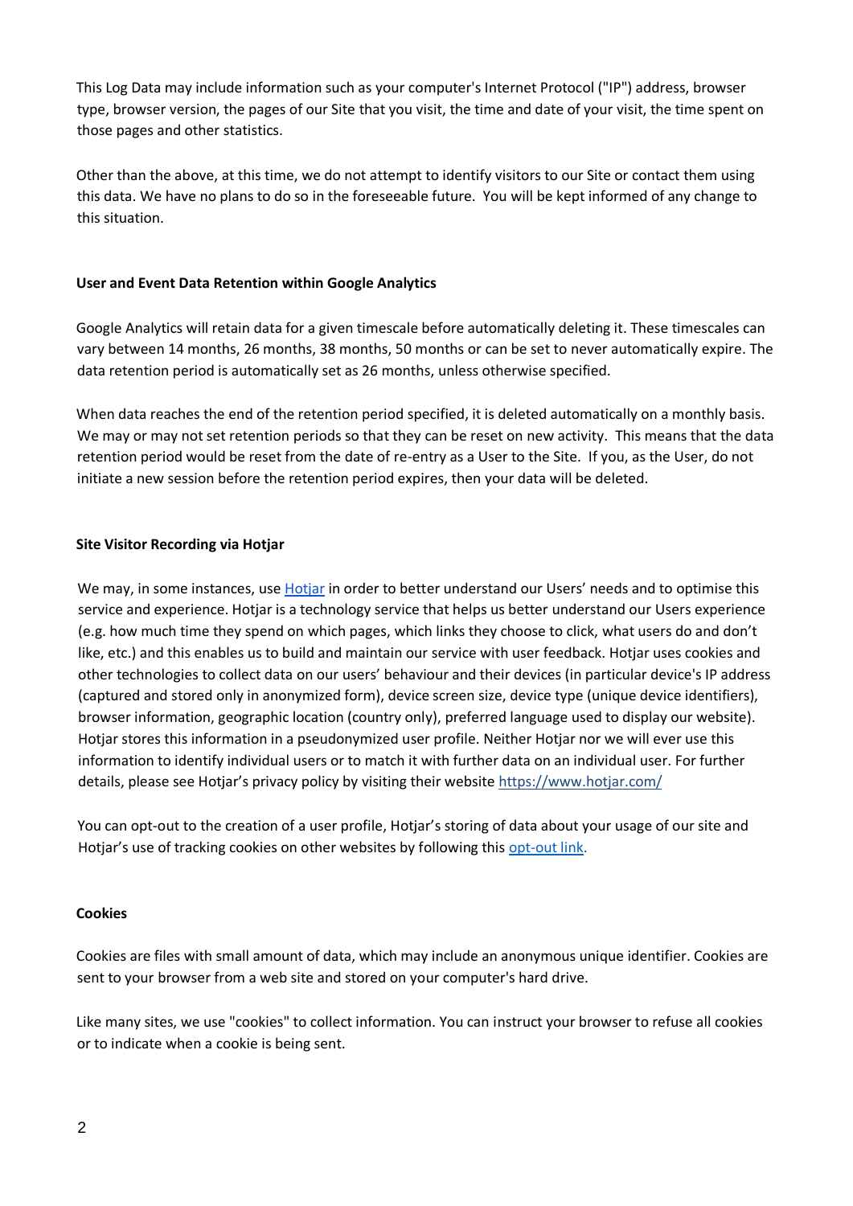This Log Data may include information such as your computer's Internet Protocol ("IP") address, browser type, browser version, the pages of our Site that you visit, the time and date of your visit, the time spent on those pages and other statistics.

Other than the above, at this time, we do not attempt to identify visitors to our Site or contact them using this data. We have no plans to do so in the foreseeable future. You will be kept informed of any change to this situation.

**User and Event Data Retention within Google Analytics**

Google Analytics will retain data for a given timescale before automatically deleting it. These timescales can vary between 14 months, 26 months, 38 months, 50 months or can be set to never automatically expire. The data retention period is automatically set as 26 months, unless otherwise specified.

When data reaches the end of the retention period specified, it is deleted automatically on a monthly basis. We may or may not set retention periods so that they can be reset on new activity. This means that the data retention period would be reset from the date of re-entry as a User to the Site. If you, as the User, do not initiate a new session before the retention period expires, then your data will be deleted.

**Site Visitor Recording via Hotjar**

We may, in some instances, use Hotjar in order to better understand our Users' needs and to optimise this service and experience. Hotjar is a technology service that helps us better understand our Users experience (e.g. how much time they spend on which pages, which links they choose to click, what users do and don't like, etc.) and this enables us to build and maintain our service with user feedback. Hotjar uses cookies and other technologies to collect data on our users' behaviour and their devices (in particular device's IP address (captured and stored only in anonymized form), device screen size, device type (unique device identifiers), browser information, geographic location (country only), preferred language used to display our website). Hotjar stores this information in a pseudonymized user profile. Neither Hotjar nor we will ever use this information to identify individual users or to match it with further data on an individual user. For further details, please see Hotjar's privacy policy by visiting their website https://www.hotjar.com/

You can opt-out to the creation of a user profile, Hotjar's storing of data about your usage of our site and Hotjar's use of tracking cookies on other websites by following this opt-out link.

**Cookies**

Cookies are files with small amount of data, which may include an anonymous unique identifier. Cookies are sent to your browser from a web site and stored on your computer's hard drive.

Like many sites, we use "cookies" to collect information. You can instruct your browser to refuse all cookies or to indicate when a cookie is being sent.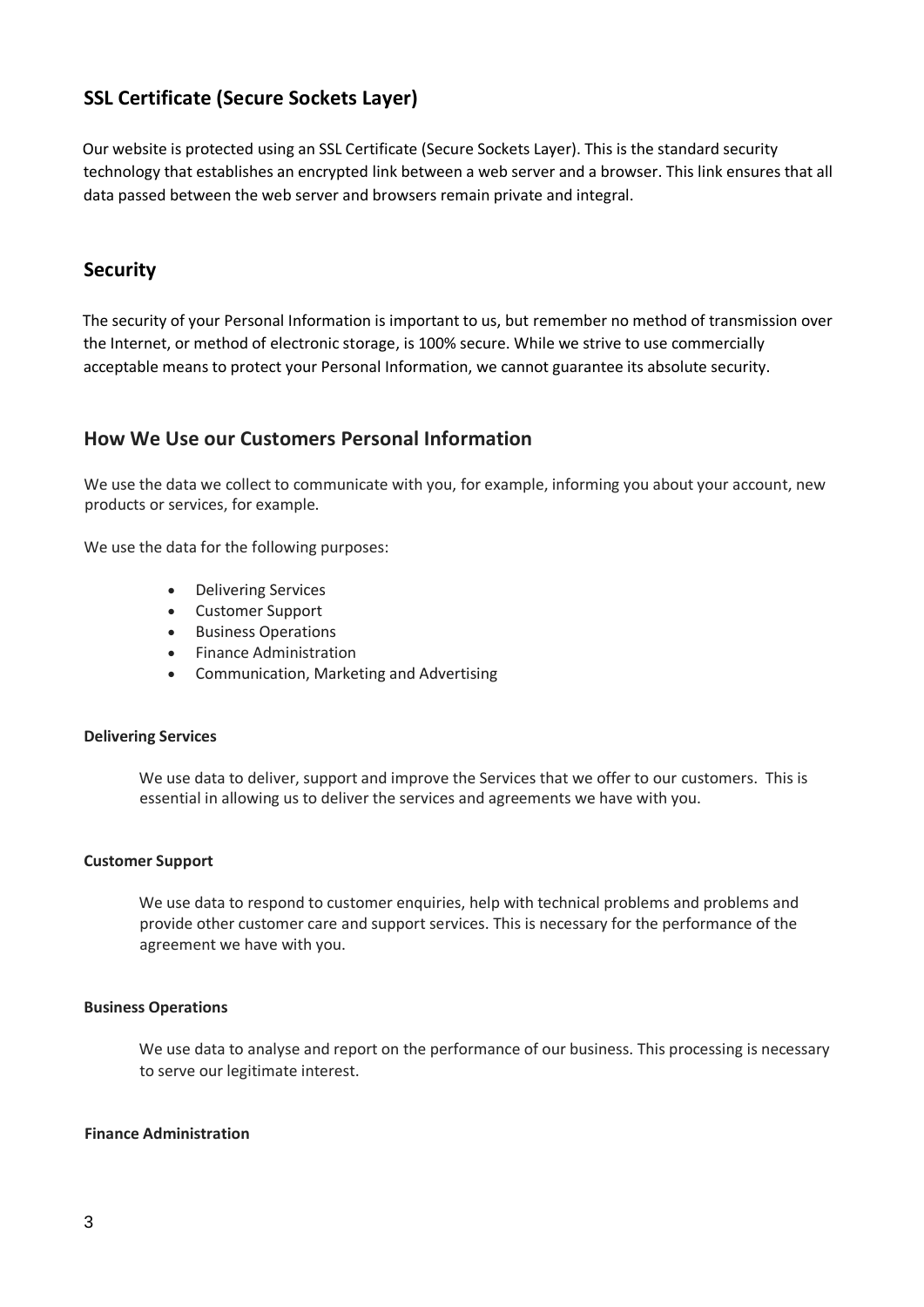## SSL Certificate (Secure Sockets Layer)

Our website is protected using an SSL Certificate (Secure Sockets Layer). This is the standard security technology that establishes an encrypted link between a web server and a browser. This link ensures that all data passed between the web server and browsers remain private and integral.

## Security

The security of your Personal Information is important to us, but remember no method of transmission over the Internet, or method of electronic storage, is 100% secure. While we strive to use commercially acceptable means to protect your Personal Information, we cannot guarantee its absolute security.

## How We Use our Customers Personal Information

We use the data we collect to communicate with you, for example, informing you about your account, new products or services, for example.

We use the data for the following purposes:

- Delivering Services
- Customer Support
- Business Operations
- Finance Administration
- Communication, Marketing and Advertising

#### Delivering Services

We use data to deliver, support and improve the Services that we offer to our customers. This is essential in allowing us to deliver the services and agreements we have with you.

#### Customer Support

We use data to respond to customer enquiries, help with technical problems and problems and provide other customer care and support services. This is necessary for the performance of the agreement we have with you.

#### Business Operations

We use data to analyse and report on the performance of our business. This processing is necessary to serve our legitimate interest.

#### Finance Administration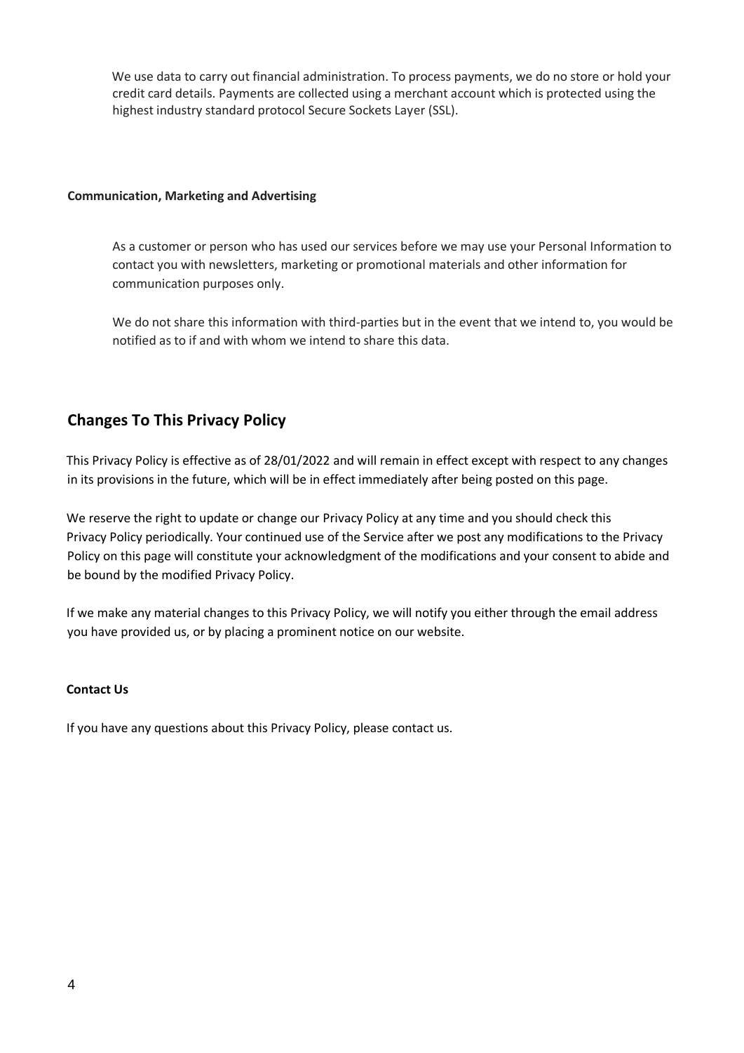We use data to carry out financial administration. To process payments, we do no store or hold your credit card details. Payments are collected using a merchant account which is protected using the highest industry standard protocol Secure Sockets Layer (SSL).

**Communication, Marketing and Advertising**

As a customer or person who has used our services before we may use your Personal Information to contact you with newsletters, marketing or promotional materials and other information for communication purposes only.

We do not share this information with third-parties but in the event that we intend to, you would be notified as to if and with whom we intend to share this data.

## Changes To This Privacy Policy

This Privacy Policy is effective as of 28/01/2022 and will remain in effect except with respect to any changes in its provisions in the future, which will be in effect immediately after being posted on this page.

We reserve the right to update or change our Privacy Policy at any time and you should check this Privacy Policy periodically. Your continued use of the Service after we post any modifications to the Privacy Policy on this page will constitute your acknowledgment of the modifications and your consent to abide and be bound by the modified Privacy Policy.

If we make any material changes to this Privacy Policy, we will notify you either through the email address you have provided us, or by placing a prominent notice on our website.

**Contact Us**

If you have any questions about this Privacy Policy, please contact us.